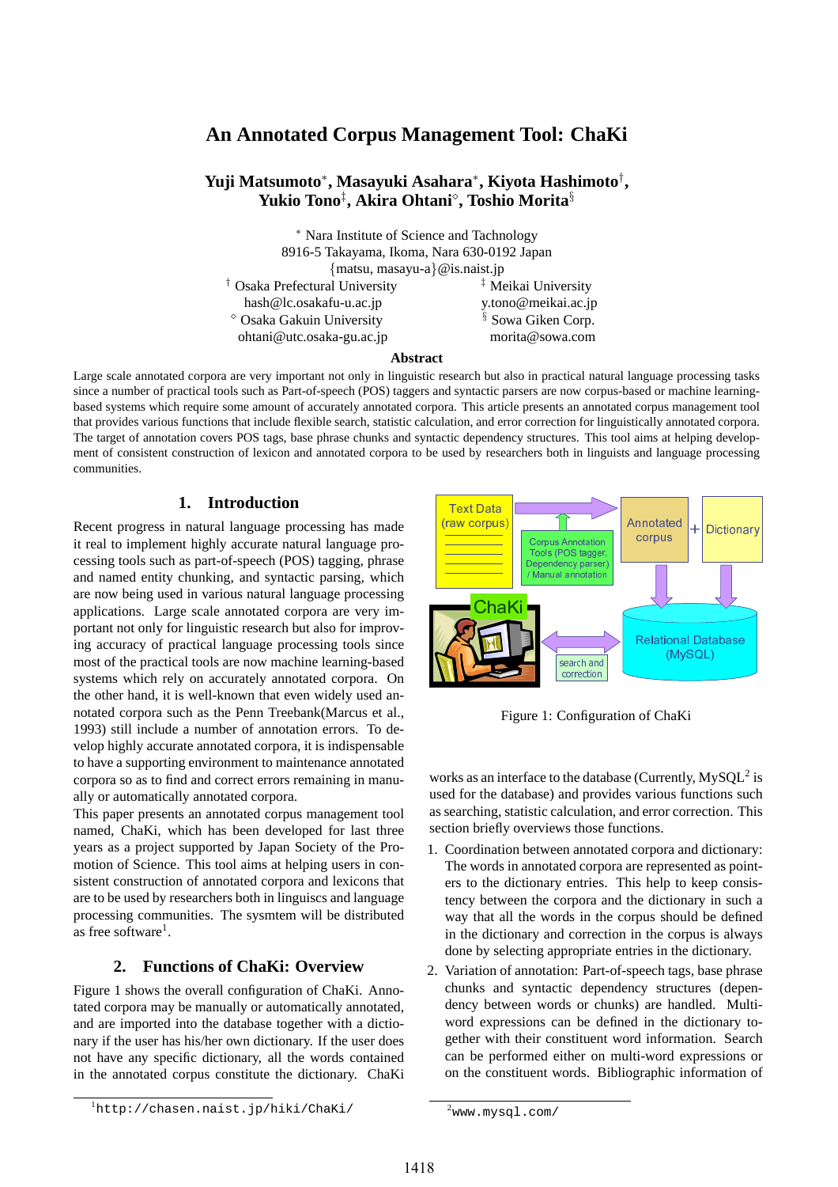# An Annotated Corpus Management Tool: ChaKi

**Yuji Matsumoto\*, Masayuki Asahara\*, Kiyota Hashimoto†, Yukio Tono‡, Akira Ohtani◇, Toshio Morita§**

\* Nara Institute of Science and Technology
8916-5 Takayama, Ikoma, Nara 630-0192 Japan
{matsu, masayu-a}@is.naist.jp

† Osaka Prefectural University
hash@lc.osakafu-u.ac.jp

‡ Meikai University
y.tono@meikai.ac.jp

◇ Osaka Gakuin University
ohtani@utc.osaka-gu.ac.jp

§ Sowa Giken Corp.
morita@sowa.com

## Abstract

Large scale annotated corpora are very important not only in linguistic research but also in practical natural language processing tasks since a number of practical tools such as Part-of-speech (POS) taggers and syntactic parsers are now corpus-based or machine learning-based systems which require some amount of accurately annotated corpora. This article presents an annotated corpus management tool that provides various functions that include flexible search, statistic calculation, and error correction for linguistically annotated corpora. The target of annotation covers POS tags, base phrase chunks and syntactic dependency structures. This tool aims at helping development of consistent construction of lexicon and annotated corpora to be used by researchers both in linguists and language processing communities.

## 1. Introduction

Recent progress in natural language processing has made it real to implement highly accurate natural language processing tools such as part-of-speech (POS) tagging, phrase and named entity chunking, and syntactic parsing, which are now being used in various natural language processing applications. Large scale annotated corpora are very important not only for linguistic research but also for improving accuracy of practical language processing tools since most of the practical tools are now machine learning-based systems which rely on accurately annotated corpora. On the other hand, it is well-known that even widely used annotated corpora such as the Penn Treebank(Marcus et al., 1993) still include a number of annotation errors. To develop highly accurate annotated corpora, it is indispensable to have a supporting environment to maintenance annotated corpora so as to find and correct errors remaining in manually or automatically annotated corpora.

This paper presents an annotated corpus management tool named, ChaKi, which has been developed for last three years as a project supported by Japan Society of the Promotion of Science. This tool aims at helping users in consistent construction of annotated corpora and lexicons that are to be used by researchers both in linguiscs and language processing communities. The sysmtem will be distributed as free software[1].

## 2. Functions of ChaKi: Overview

Figure 1 shows the overall configuration of ChaKi. Annotated corpora may be manually or automatically annotated, and are imported into the database together with a dictionary if the user has his/her own dictionary. If the user does not have any specific dictionary, all the words contained in the annotated corpus constitute the dictionary. ChaKi

Figure 1: Configuration of ChaKi

works as an interface to the database (Currently, MySQL[2] is used for the database) and provides various functions such as searching, statistic calculation, and error correction. This section briefly overviews those functions.

1. Coordination between annotated corpora and dictionary: The words in annotated corpora are represented as pointers to the dictionary entries. This help to keep consistency between the corpora and the dictionary in such a way that all the words in the corpus should be defined in the dictionary and correction in the corpus is always done by selecting appropriate entries in the dictionary.
2. Variation of annotation: Part-of-speech tags, base phrase chunks and syntactic dependency structures (dependency between words or chunks) are handled. Multi-word expressions can be defined in the dictionary together with their constituent word information. Search can be performed either on multi-word expressions or on the constituent words. Bibliographic information of

[1] http://chasen.naist.jp/hiki/ChaKi/

[2] www.mysql.com/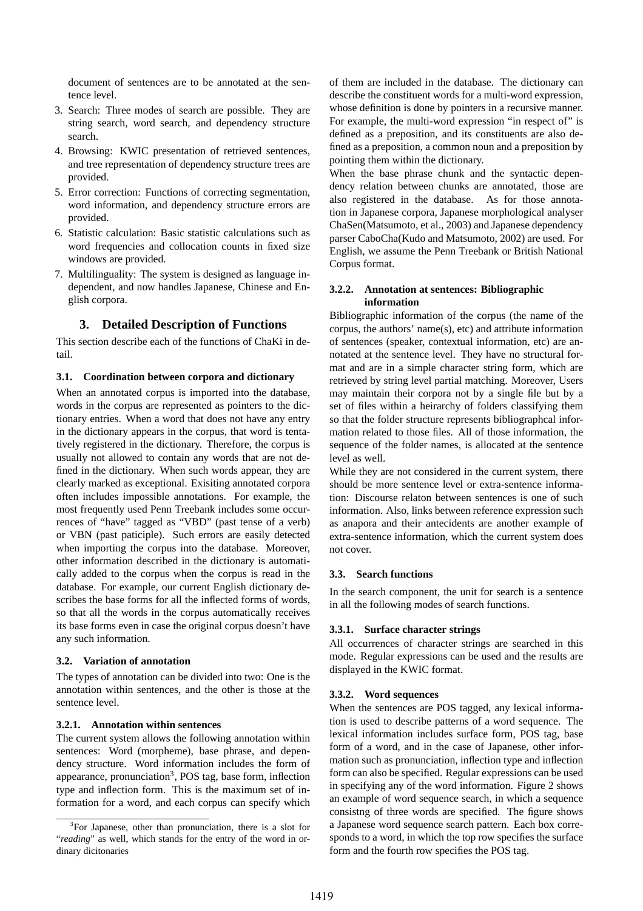document of sentences are to be annotated at the sentence level.

3. Search: Three modes of search are possible. They are string search, word search, and dependency structure search.
4. Browsing: KWIC presentation of retrieved sentences, and tree representation of dependency structure trees are provided.
5. Error correction: Functions of correcting segmentation, word information, and dependency structure errors are provided.
6. Statistic calculation: Basic statistic calculations such as word frequencies and collocation counts in fixed size windows are provided.
7. Multilinguality: The system is designed as language independent, and now handles Japanese, Chinese and English corpora.

## 3. Detailed Description of Functions

This section describe each of the functions of ChaKi in detail.

### 3.1. Coordination between corpora and dictionary

When an annotated corpus is imported into the database, words in the corpus are represented as pointers to the dictionary entries. When a word that does not have any entry in the dictionary appears in the corpus, that word is tentatively registered in the dictionary. Therefore, the corpus is usually not allowed to contain any words that are not defined in the dictionary. When such words appear, they are clearly marked as exceptional. Exisiting annotated corpora often includes impossible annotations. For example, the most frequently used Penn Treebank includes some occurrences of "have" tagged as "VBD" (past tense of a verb) or VBN (past paticiple). Such errors are easily detected when importing the corpus into the database. Moreover, other information described in the dictionary is automatically added to the corpus when the corpus is read in the database. For example, our current English dictionary describes the base forms for all the inflected forms of words, so that all the words in the corpus automatically receives its base forms even in case the original corpus doesn't have any such information.

### 3.2. Variation of annotation

The types of annotation can be divided into two: One is the annotation within sentences, and the other is those at the sentence level.

#### 3.2.1. Annotation within sentences

The current system allows the following annotation within sentences: Word (morpheme), base phrase, and dependency structure. Word information includes the form of appearance, pronunciation[3], POS tag, base form, inflection type and inflection form. This is the maximum set of information for a word, and each corpus can specify which of them are included in the database. The dictionary can describe the constituent words for a multi-word expression, whose definition is done by pointers in a recursive manner. For example, the multi-word expression "in respect of" is defined as a preposition, and its constituents are also defined as a preposition, a common noun and a preposition by pointing them within the dictionary.

When the base phrase chunk and the syntactic dependency relation between chunks are annotated, those are also registered in the database. As for those annotation in Japanese corpora, Japanese morphological analyser ChaSen(Matsumoto, et al., 2003) and Japanese dependency parser CaboCha(Kudo and Matsumoto, 2002) are used. For English, we assume the Penn Treebank or British National Corpus format.

[3]For Japanese, other than pronunciation, there is a slot for "*reading*" as well, which stands for the entry of the word in ordinary dicitonaries

#### 3.2.2. Annotation at sentences: Bibliographic information

Bibliographic information of the corpus (the name of the corpus, the authors' name(s), etc) and attribute information of sentences (speaker, contextual information, etc) are annotated at the sentence level. They have no structural format and are in a simple character string form, which are retrieved by string level partial matching. Moreover, Users may maintain their corpora not by a single file but by a set of files within a heirarchy of folders classifying them so that the folder structure represents bibliographcal information related to those files. All of those information, the sequence of the folder names, is allocated at the sentence level as well.

While they are not considered in the current system, there should be more sentence level or extra-sentence information: Discourse relaton between sentences is one of such information. Also, links between reference expression such as anapora and their antecidents are another example of extra-sentence information, which the current system does not cover.

### 3.3. Search functions

In the search component, the unit for search is a sentence in all the following modes of search functions.

#### 3.3.1. Surface character strings

All occurrences of character strings are searched in this mode. Regular expressions can be used and the results are displayed in the KWIC format.

#### 3.3.2. Word sequences

When the sentences are POS tagged, any lexical information is used to describe patterns of a word sequence. The lexical information includes surface form, POS tag, base form of a word, and in the case of Japanese, other information such as pronunciation, inflection type and inflection form can also be specified. Regular expressions can be used in specifying any of the word information. Figure 2 shows an example of word sequence search, in which a sequence consistng of three words are specified. The figure shows a Japanese word sequence search pattern. Each box corresponds to a word, in which the top row specifies the surface form and the fourth row specifies the POS tag.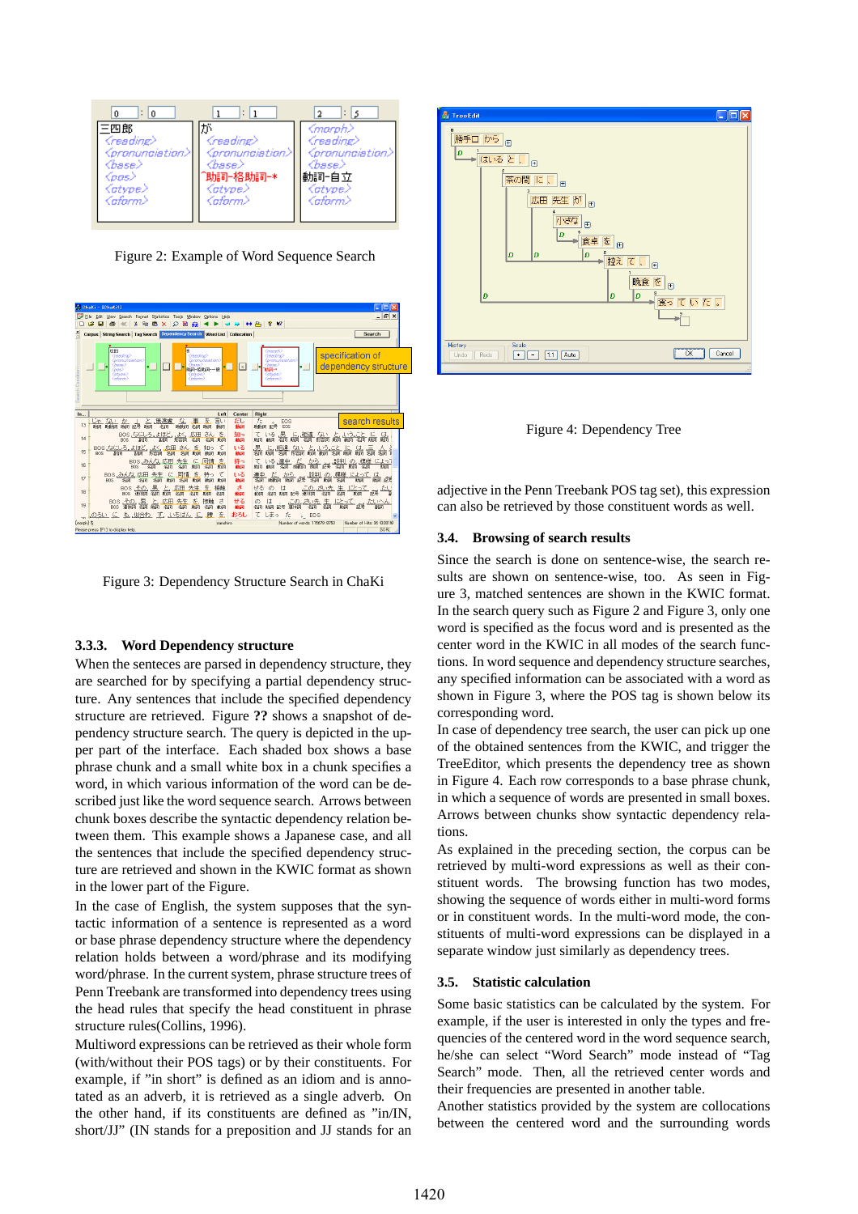Figure 2: Example of Word Sequence Search

Figure 3: Dependency Structure Search in ChaKi

### 3.3.3. Word Dependency structure

When the senteces are parsed in dependency structure, they are searched for by specifying a partial dependency structure. Any sentences that include the specified dependency structure are retrieved. Figure **??** shows a snapshot of dependency structure search. The query is depicted in the upper part of the interface. Each shaded box shows a base phrase chunk and a small white box in a chunk specifies a word, in which various information of the word can be described just like the word sequence search. Arrows between chunk boxes describe the syntactic dependency relation between them. This example shows a Japanese case, and all the sentences that include the specified dependency structure are retrieved and shown in the KWIC format as shown in the lower part of the Figure.

In the case of English, the system supposes that the syntactic information of a sentence is represented as a word or base phrase dependency structure where the dependency relation holds between a word/phrase and its modifying word/phrase. In the current system, phrase structure trees of Penn Treebank are transformed into dependency trees using the head rules that specify the head constituent in phrase structure rules(Collins, 1996).

Multiword expressions can be retrieved as their whole form (with/without their POS tags) or by their constituents. For example, if "in short" is defined as an idiom and is annotated as an adverb, it is retrieved as a single adverb. On the other hand, if its constituents are defined as "in/IN, short/JJ" (IN stands for a preposition and JJ stands for an adjective in the Penn Treebank POS tag set), this expression can also be retrieved by those constituent words as well.

Figure 4: Dependency Tree

## 3.4. Browsing of search results

Since the search is done on sentence-wise, the search results are shown on sentence-wise, too. As seen in Figure 3, matched sentences are shown in the KWIC format. In the search query such as Figure 2 and Figure 3, only one word is specified as the focus word and is presented as the center word in the KWIC in all modes of the search functions. In word sequence and dependency structure searches, any specified information can be associated with a word as shown in Figure 3, where the POS tag is shown below its corresponding word.

In case of dependency tree search, the user can pick up one of the obtained sentences from the KWIC, and trigger the TreeEditor, which presents the dependency tree as shown in Figure 4. Each row corresponds to a base phrase chunk, in which a sequence of words are presented in small boxes. Arrows between chunks show syntactic dependency relations.

As explained in the preceding section, the corpus can be retrieved by multi-word expressions as well as their constituent words. The browsing function has two modes, showing the sequence of words either in multi-word forms or in constituent words. In the multi-word mode, the constituents of multi-word expressions can be displayed in a separate window just similarly as dependency trees.

## 3.5. Statistic calculation

Some basic statistics can be calculated by the system. For example, if the user is interested in only the types and frequencies of the centered word in the word sequence search, he/she can select "Word Search" mode instead of "Tag Search" mode. Then, all the retrieved center words and their frequencies are presented in another table.

Another statistics provided by the system are collocations between the centered word and the surrounding words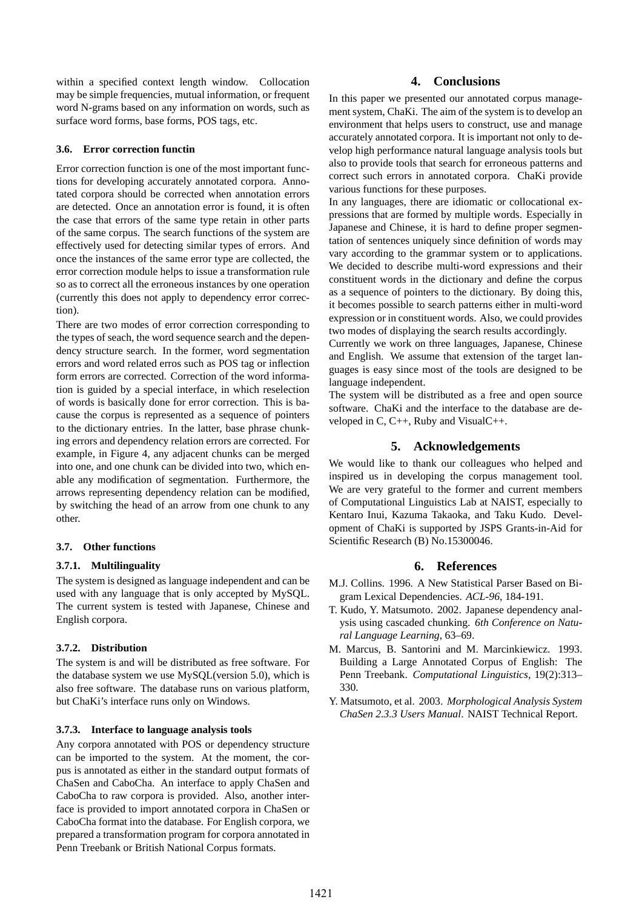within a specified context length window. Collocation may be simple frequencies, mutual information, or frequent word N-grams based on any information on words, such as surface word forms, base forms, POS tags, etc.

### 3.6. Error correction functin

Error correction function is one of the most important functions for developing accurately annotated corpora. Annotated corpora should be corrected when annotation errors are detected. Once an annotation error is found, it is often the case that errors of the same type retain in other parts of the same corpus. The search functions of the system are effectively used for detecting similar types of errors. And once the instances of the same error type are collected, the error correction module helps to issue a transformation rule so as to correct all the erroneous instances by one operation (currently this does not apply to dependency error correction).

There are two modes of error correction corresponding to the types of seach, the word sequence search and the dependency structure search. In the former, word segmentation errors and word related erros such as POS tag or inflection form errors are corrected. Correction of the word information is guided by a special interface, in which reselection of words is basically done for error correction. This is bacause the corpus is represented as a sequence of pointers to the dictionary entries. In the latter, base phrase chunking errors and dependency relation errors are corrected. For example, in Figure 4, any adjacent chunks can be merged into one, and one chunk can be divided into two, which enable any modification of segmentation. Furthermore, the arrows representing dependency relation can be modified, by switching the head of an arrow from one chunk to any other.

### 3.7. Other functions

#### 3.7.1. Multilinguality

The system is designed as language independent and can be used with any language that is only accepted by MySQL. The current system is tested with Japanese, Chinese and English corpora.

#### 3.7.2. Distribution

The system is and will be distributed as free software. For the database system we use MySQL(version 5.0), which is also free software. The database runs on various platform, but ChaKi's interface runs only on Windows.

#### 3.7.3. Interface to language analysis tools

Any corpora annotated with POS or dependency structure can be imported to the system. At the moment, the corpus is annotated as either in the standard output formats of ChaSen and CaboCha. An interface to apply ChaSen and CaboCha to raw corpora is provided. Also, another interface is provided to import annotated corpora in ChaSen or CaboCha format into the database. For English corpora, we prepared a transformation program for corpora annotated in Penn Treebank or British National Corpus formats.

## 4. Conclusions

In this paper we presented our annotated corpus management system, ChaKi. The aim of the system is to develop an environment that helps users to construct, use and manage accurately annotated corpora. It is important not only to develop high performance natural language analysis tools but also to provide tools that search for erroneous patterns and correct such errors in annotated corpora. ChaKi provide various functions for these purposes.

In any languages, there are idiomatic or collocational expressions that are formed by multiple words. Especially in Japanese and Chinese, it is hard to define proper segmentation of sentences uniquely since definition of words may vary according to the grammar system or to applications. We decided to describe multi-word expressions and their constituent words in the dictionary and define the corpus as a sequence of pointers to the dictionary. By doing this, it becomes possible to search patterns either in multi-word expression or in constituent words. Also, we could provides two modes of displaying the search results accordingly.

Currently we work on three languages, Japanese, Chinese and English. We assume that extension of the target languages is easy since most of the tools are designed to be language independent.

The system will be distributed as a free and open source software. ChaKi and the interface to the database are developed in C, C++, Ruby and VisualC++.

## 5. Acknowledgements

We would like to thank our colleagues who helped and inspired us in developing the corpus management tool. We are very grateful to the former and current members of Computational Linguistics Lab at NAIST, especially to Kentaro Inui, Kazuma Takaoka, and Taku Kudo. Development of ChaKi is supported by JSPS Grants-in-Aid for Scientific Research (B) No.15300046.

## 6. References

M.J. Collins. 1996. A New Statistical Parser Based on Bigram Lexical Dependencies. *ACL-96*, 184-191.

T. Kudo, Y. Matsumoto. 2002. Japanese dependency analysis using cascaded chunking. *6th Conference on Natural Language Learning*, 63–69.

M. Marcus, B. Santorini and M. Marcinkiewicz. 1993. Building a Large Annotated Corpus of English: The Penn Treebank. *Computational Linguistics*, 19(2):313–330.

Y. Matsumoto, et al. 2003. *Morphological Analysis System ChaSen 2.3.3 Users Manual*. NAIST Technical Report.